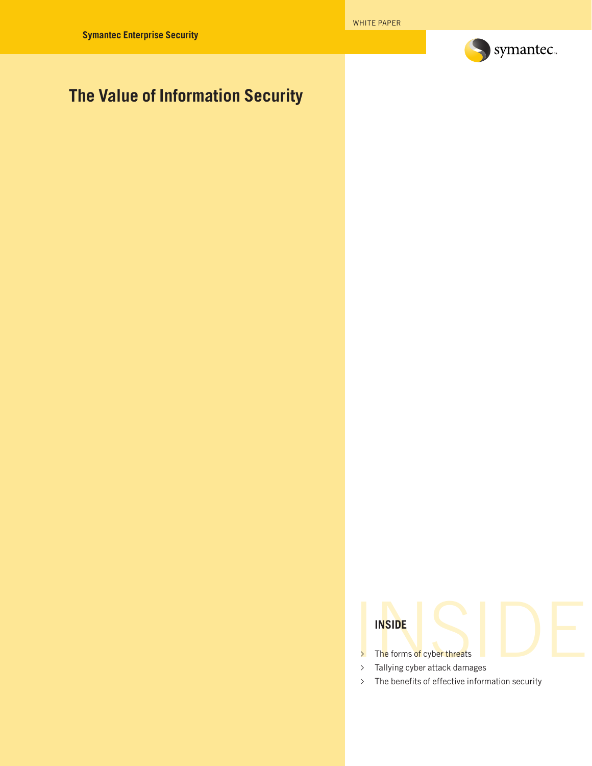Symantec Enterprise Security

WHITE PAPER

symantec.

# The Value of Information Security

**INSIDE**

- The forms of cyber threats
- Tallying cyber attack damages
- The benefits of effective information security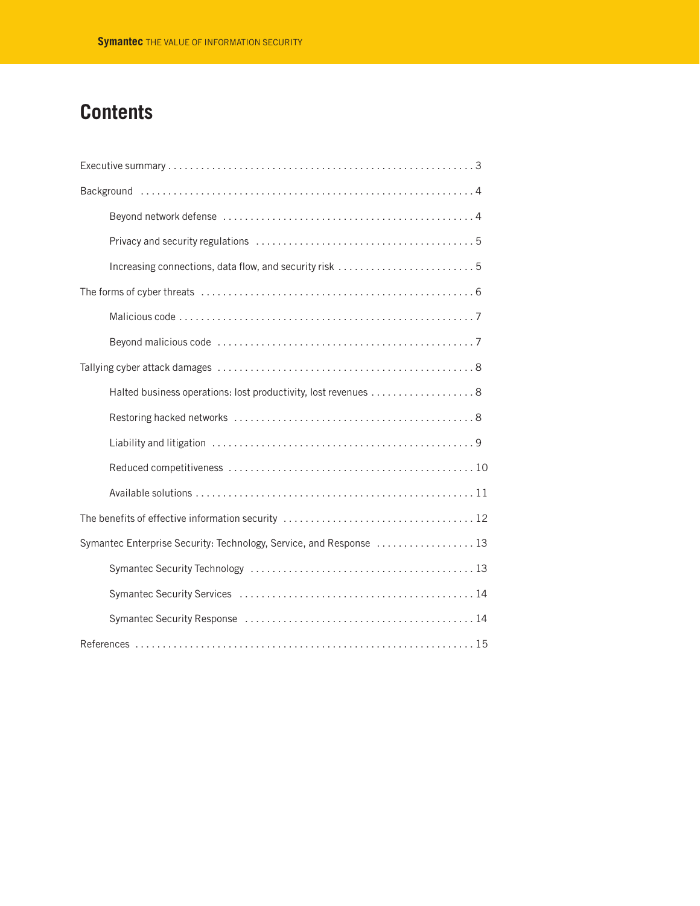# Contents

Executive summary . . . . . . . . . . . . . . . . . . . . . . . . . . . . . . . . . . . . . . . . . . . . . . . . . . . . . . . . 3

Background . . . . . . . . . . . . . . . . . . . . . . . . . . . . . . . . . . . . . . . . . . . . . . . . . . . . . . . . . . . . 4

- Beyond network defense . . . . . . . . . . . . . . . . . . . . . . . . . . . . . . . . . . . . . . . . . . . . . . 4
- Privacy and security regulations . . . . . . . . . . . . . . . . . . . . . . . . . . . . . . . . . . . . . . . 5
- Increasing connections, data flow, and security risk . . . . . . . . . . . . . . . . . . . . . . . . . 5

The forms of cyber threats . . . . . . . . . . . . . . . . . . . . . . . . . . . . . . . . . . . . . . . . . . . . . . . . 6

- Malicious code . . . . . . . . . . . . . . . . . . . . . . . . . . . . . . . . . . . . . . . . . . . . . . . . . . . . . 7
- Beyond malicious code . . . . . . . . . . . . . . . . . . . . . . . . . . . . . . . . . . . . . . . . . . . . . . . 7

Tallying cyber attack damages . . . . . . . . . . . . . . . . . . . . . . . . . . . . . . . . . . . . . . . . . . . . . . 8

- Halted business operations: lost productivity, lost revenues . . . . . . . . . . . . . . . . . . . 8
- Restoring hacked networks . . . . . . . . . . . . . . . . . . . . . . . . . . . . . . . . . . . . . . . . . . . . 8
- Liability and litigation . . . . . . . . . . . . . . . . . . . . . . . . . . . . . . . . . . . . . . . . . . . . . . . . 9
- Reduced competitiveness . . . . . . . . . . . . . . . . . . . . . . . . . . . . . . . . . . . . . . . . . . . . 10
- Available solutions . . . . . . . . . . . . . . . . . . . . . . . . . . . . . . . . . . . . . . . . . . . . . . . . . . 11

The benefits of effective information security . . . . . . . . . . . . . . . . . . . . . . . . . . . . . . . . . 12

Symantec Enterprise Security: Technology, Service, and Response . . . . . . . . . . . . . . . . . . 13

- Symantec Security Technology . . . . . . . . . . . . . . . . . . . . . . . . . . . . . . . . . . . . . . . . 13
- Symantec Security Services . . . . . . . . . . . . . . . . . . . . . . . . . . . . . . . . . . . . . . . . . . 14
- Symantec Security Response . . . . . . . . . . . . . . . . . . . . . . . . . . . . . . . . . . . . . . . . . 14

References . . . . . . . . . . . . . . . . . . . . . . . . . . . . . . . . . . . . . . . . . . . . . . . . . . . . . . . . . . . . 15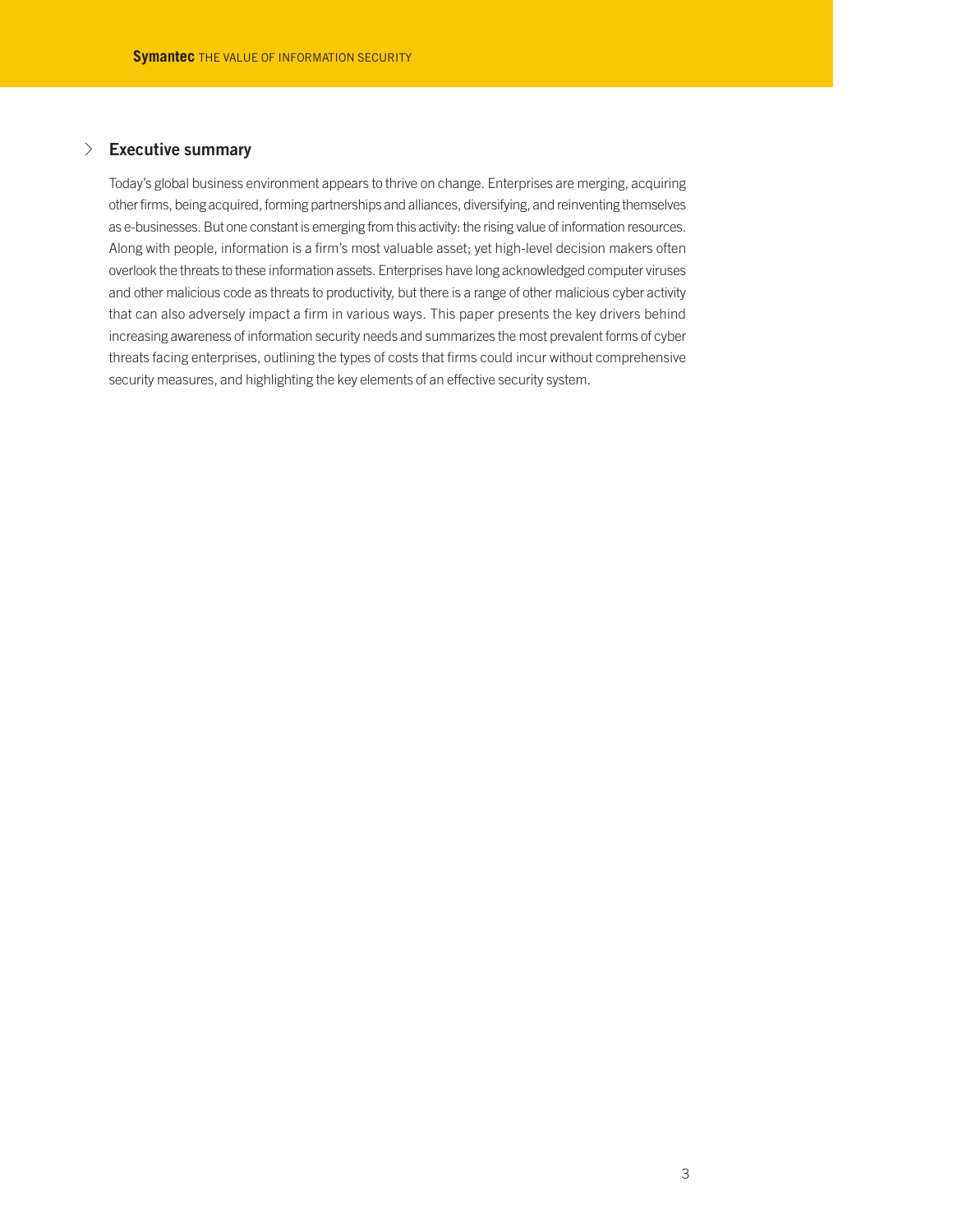## Executive summary

Today's global business environment appears to thrive on change. Enterprises are merging, acquiring other firms, being acquired, forming partnerships and alliances, diversifying, and reinventing themselves as e-businesses. But one constant is emerging from this activity: the rising value of information resources. Along with people, information is a firm's most valuable asset; yet high-level decision makers often overlook the threats to these information assets. Enterprises have long acknowledged computer viruses and other malicious code as threats to productivity, but there is a range of other malicious cyber activity that can also adversely impact a firm in various ways. This paper presents the key drivers behind increasing awareness of information security needs and summarizes the most prevalent forms of cyber threats facing enterprises, outlining the types of costs that firms could incur without comprehensive security measures, and highlighting the key elements of an effective security system.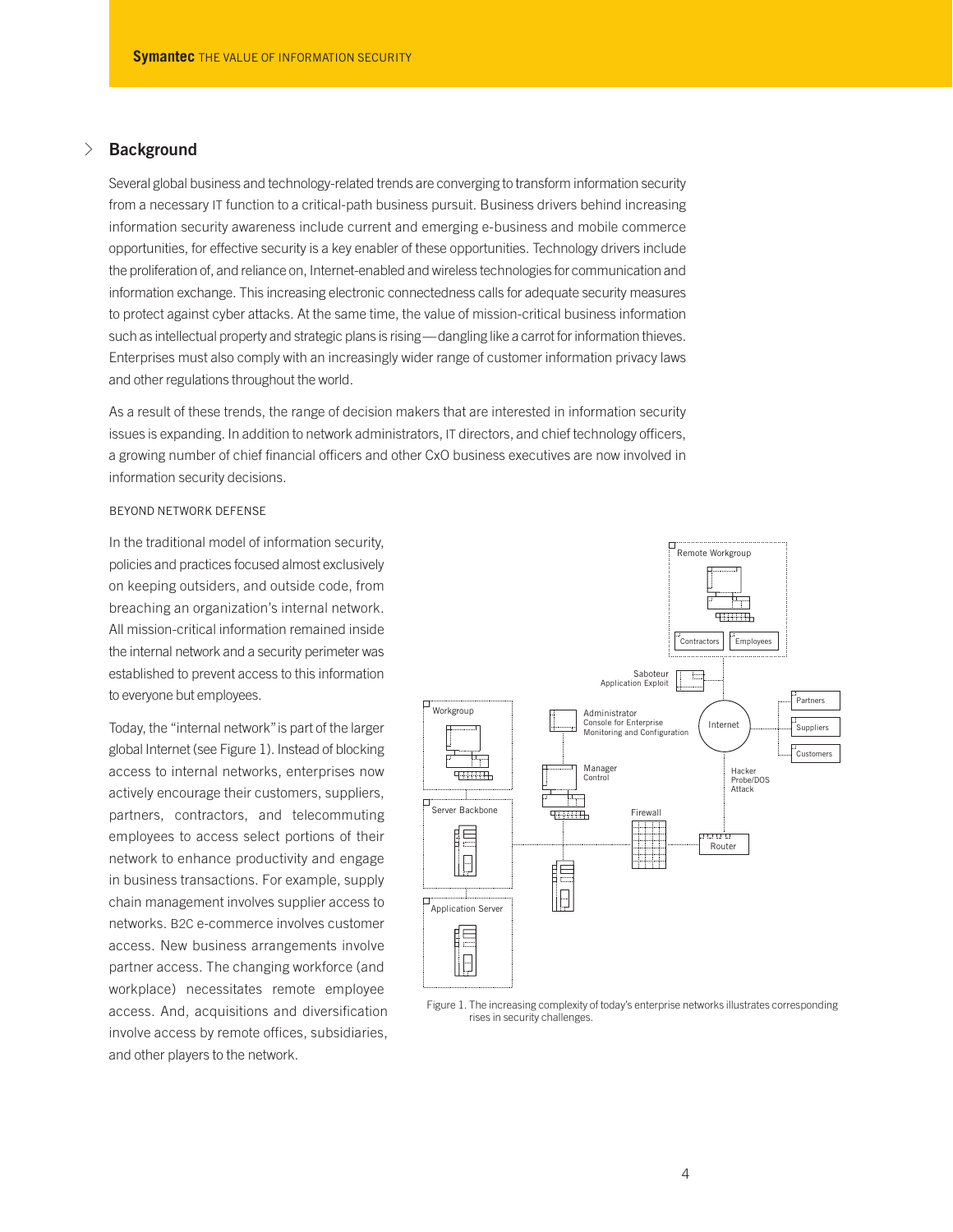## Background

Several global business and technology-related trends are converging to transform information security from a necessary IT function to a critical-path business pursuit. Business drivers behind increasing information security awareness include current and emerging e-business and mobile commerce opportunities, for effective security is a key enabler of these opportunities. Technology drivers include the proliferation of, and reliance on, Internet-enabled and wireless technologies for communication and information exchange. This increasing electronic connectedness calls for adequate security measures to protect against cyber attacks. At the same time, the value of mission-critical business information such as intellectual property and strategic plans is rising—dangling like a carrot for information thieves. Enterprises must also comply with an increasingly wider range of customer information privacy laws and other regulations throughout the world.

As a result of these trends, the range of decision makers that are interested in information security issues is expanding. In addition to network administrators, IT directors, and chief technology officers, a growing number of chief financial officers and other CxO business executives are now involved in information security decisions.

### BEYOND NETWORK DEFENSE

In the traditional model of information security, policies and practices focused almost exclusively on keeping outsiders, and outside code, from breaching an organization's internal network. All mission-critical information remained inside the internal network and a security perimeter was established to prevent access to this information to everyone but employees.

Today, the "internal network" is part of the larger global Internet (see Figure 1). Instead of blocking access to internal networks, enterprises now actively encourage their customers, suppliers, partners, contractors, and telecommuting employees to access select portions of their network to enhance productivity and engage in business transactions. For example, supply chain management involves supplier access to networks. B2C e-commerce involves customer access. New business arrangements involve partner access. The changing workforce (and workplace) necessitates remote employee access. And, acquisitions and diversification involve access by remote offices, subsidiaries, and other players to the network.

Figure 1. The increasing complexity of today's enterprise networks illustrates corresponding rises in security challenges.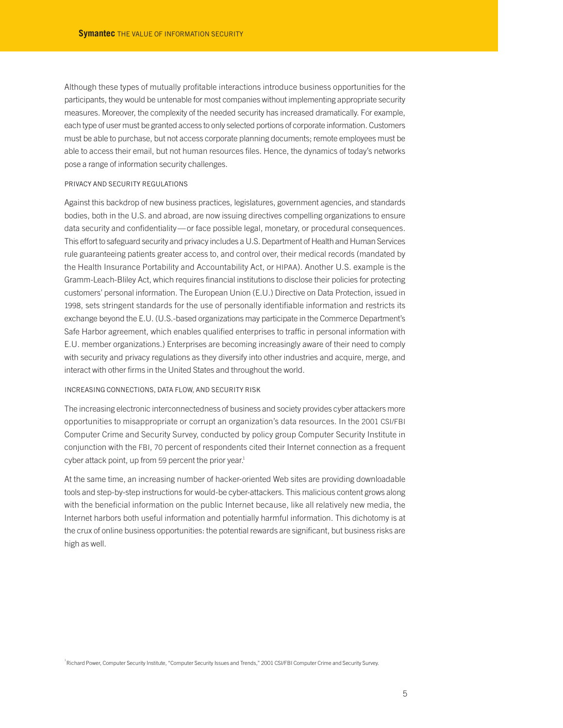Although these types of mutually profitable interactions introduce business opportunities for the participants, they would be untenable for most companies without implementing appropriate security measures. Moreover, the complexity of the needed security has increased dramatically. For example, each type of user must be granted access to only selected portions of corporate information. Customers must be able to purchase, but not access corporate planning documents; remote employees must be able to access their email, but not human resources files. Hence, the dynamics of today's networks pose a range of information security challenges.

### PRIVACY AND SECURITY REGULATIONS

Against this backdrop of new business practices, legislatures, government agencies, and standards bodies, both in the U.S. and abroad, are now issuing directives compelling organizations to ensure data security and confidentiality—or face possible legal, monetary, or procedural consequences. This effort to safeguard security and privacy includes a U.S. Department of Health and Human Services rule guaranteeing patients greater access to, and control over, their medical records (mandated by the Health Insurance Portability and Accountability Act, or HIPAA). Another U.S. example is the Gramm-Leach-Bliley Act, which requires financial institutions to disclose their policies for protecting customers' personal information. The European Union (E.U.) Directive on Data Protection, issued in 1998, sets stringent standards for the use of personally identifiable information and restricts its exchange beyond the E.U. (U.S.-based organizations may participate in the Commerce Department's Safe Harbor agreement, which enables qualified enterprises to traffic in personal information with E.U. member organizations.) Enterprises are becoming increasingly aware of their need to comply with security and privacy regulations as they diversify into other industries and acquire, merge, and interact with other firms in the United States and throughout the world.

### INCREASING CONNECTIONS, DATA FLOW, AND SECURITY RISK

The increasing electronic interconnectedness of business and society provides cyber attackers more opportunities to misappropriate or corrupt an organization's data resources. In the 2001 CSI/FBI Computer Crime and Security Survey, conducted by policy group Computer Security Institute in conjunction with the FBI, 70 percent of respondents cited their Internet connection as a frequent cyber attack point, up from 59 percent the prior year.[1]

At the same time, an increasing number of hacker-oriented Web sites are providing downloadable tools and step-by-step instructions for would-be cyber-attackers. This malicious content grows along with the beneficial information on the public Internet because, like all relatively new media, the Internet harbors both useful information and potentially harmful information. This dichotomy is at the crux of online business opportunities: the potential rewards are significant, but business risks are high as well.

[1] Richard Power, Computer Security Institute, "Computer Security Issues and Trends," 2001 CSI/FBI Computer Crime and Security Survey.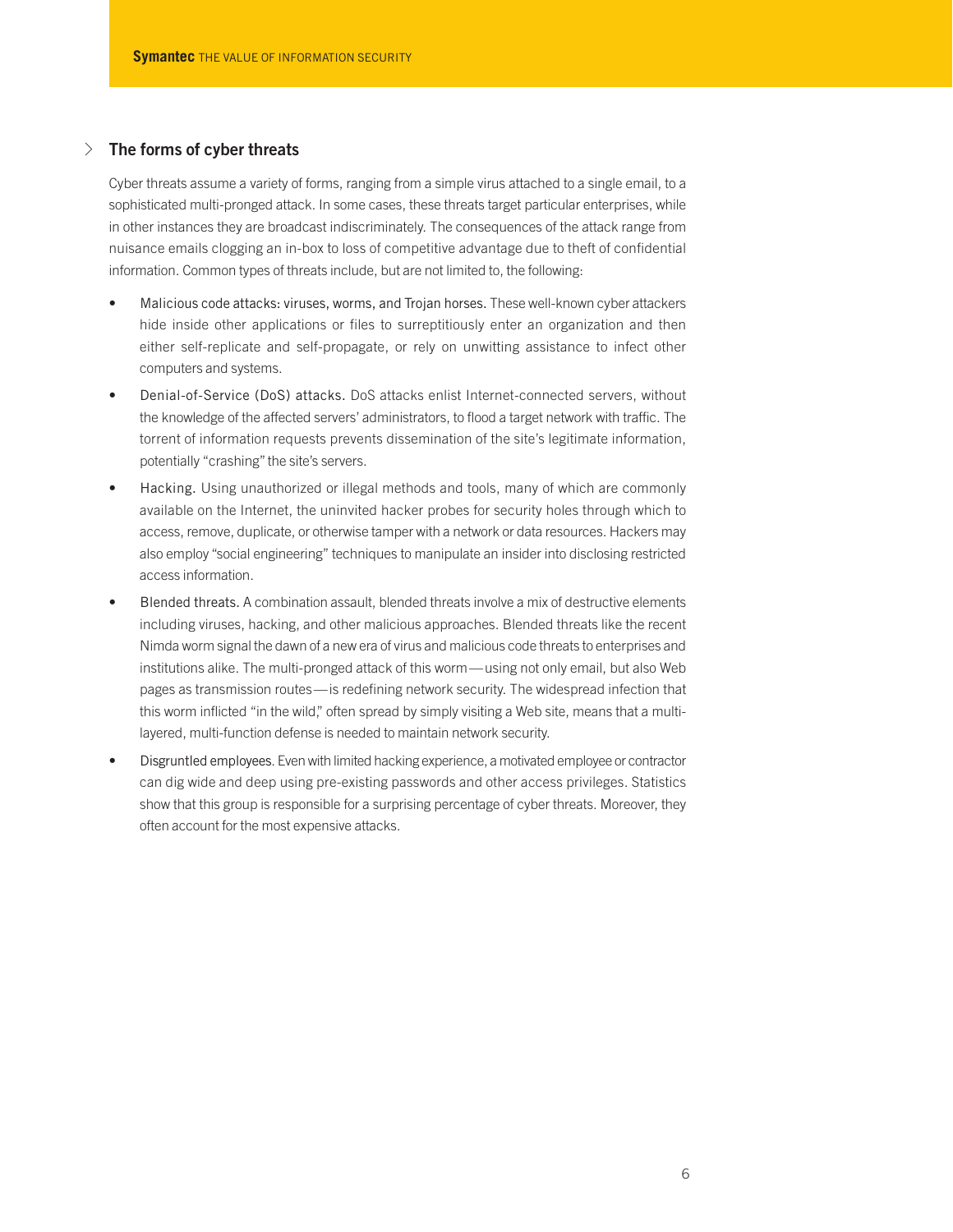## The forms of cyber threats

Cyber threats assume a variety of forms, ranging from a simple virus attached to a single email, to a sophisticated multi-pronged attack. In some cases, these threats target particular enterprises, while in other instances they are broadcast indiscriminately. The consequences of the attack range from nuisance emails clogging an in-box to loss of competitive advantage due to theft of confidential information. Common types of threats include, but are not limited to, the following:

- Malicious code attacks: viruses, worms, and Trojan horses. These well-known cyber attackers hide inside other applications or files to surreptitiously enter an organization and then either self-replicate and self-propagate, or rely on unwitting assistance to infect other computers and systems.
- Denial-of-Service (DoS) attacks. DoS attacks enlist Internet-connected servers, without the knowledge of the affected servers' administrators, to flood a target network with traffic. The torrent of information requests prevents dissemination of the site's legitimate information, potentially "crashing" the site's servers.
- Hacking. Using unauthorized or illegal methods and tools, many of which are commonly available on the Internet, the uninvited hacker probes for security holes through which to access, remove, duplicate, or otherwise tamper with a network or data resources. Hackers may also employ "social engineering" techniques to manipulate an insider into disclosing restricted access information.
- Blended threats. A combination assault, blended threats involve a mix of destructive elements including viruses, hacking, and other malicious approaches. Blended threats like the recent Nimda worm signal the dawn of a new era of virus and malicious code threats to enterprises and institutions alike. The multi-pronged attack of this worm—using not only email, but also Web pages as transmission routes—is redefining network security. The widespread infection that this worm inflicted "in the wild," often spread by simply visiting a Web site, means that a multi-layered, multi-function defense is needed to maintain network security.
- Disgruntled employees. Even with limited hacking experience, a motivated employee or contractor can dig wide and deep using pre-existing passwords and other access privileges. Statistics show that this group is responsible for a surprising percentage of cyber threats. Moreover, they often account for the most expensive attacks.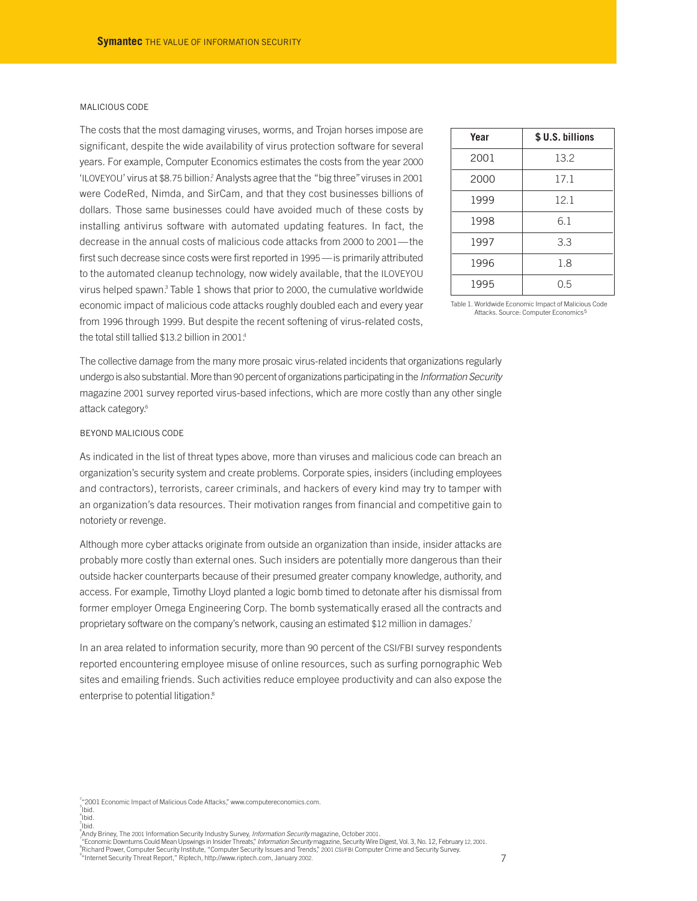### MALICIOUS CODE

The costs that the most damaging viruses, worms, and Trojan horses impose are significant, despite the wide availability of virus protection software for several years. For example, Computer Economics estimates the costs from the year 2000 'ILOVEYOU' virus at $8.75 billion.[2] Analysts agree that the "big three" viruses in 2001 were CodeRed, Nimda, and SirCam, and that they cost businesses billions of dollars. Those same businesses could have avoided much of these costs by installing antivirus software with automated updating features. In fact, the decrease in the annual costs of malicious code attacks from 2000 to 2001—the first such decrease since costs were first reported in 1995—is primarily attributed to the automated cleanup technology, now widely available, that the ILOVEYOU virus helped spawn.[3] Table 1 shows that prior to 2000, the cumulative worldwide economic impact of malicious code attacks roughly doubled each and every year from 1996 through 1999. But despite the recent softening of virus-related costs, the total still tallied $13.2 billion in 2001.[4]

| Year | $ U.S. billions |
|---|---|
| 2001 | 13.2 |
| 2000 | 17.1 |
| 1999 | 12.1 |
| 1998 | 6.1 |
| 1997 | 3.3 |
| 1996 | 1.8 |
| 1995 | 0.5 |

Table 1. Worldwide Economic Impact of Malicious Code Attacks. Source: Computer Economics[5]

The collective damage from the many more prosaic virus-related incidents that organizations regularly undergo is also substantial. More than 90 percent of organizations participating in the *Information Security* magazine 2001 survey reported virus-based infections, which are more costly than any other single attack category.[6]

### BEYOND MALICIOUS CODE

As indicated in the list of threat types above, more than viruses and malicious code can breach an organization's security system and create problems. Corporate spies, insiders (including employees and contractors), terrorists, career criminals, and hackers of every kind may try to tamper with an organization's data resources. Their motivation ranges from financial and competitive gain to notoriety or revenge.

Although more cyber attacks originate from outside an organization than inside, insider attacks are probably more costly than external ones. Such insiders are potentially more dangerous than their outside hacker counterparts because of their presumed greater company knowledge, authority, and access. For example, Timothy Lloyd planted a logic bomb timed to detonate after his dismissal from former employer Omega Engineering Corp. The bomb systematically erased all the contracts and proprietary software on the company's network, causing an estimated $12 million in damages.[7]

In an area related to information security, more than 90 percent of the CSI/FBI survey respondents reported encountering employee misuse of online resources, such as surfing pornographic Web sites and emailing friends. Such activities reduce employee productivity and can also expose the enterprise to potential litigation.[8]

[2] "2001 Economic Impact of Malicious Code Attacks," www.computereconomics.com.
[3] Ibid.
[4] Ibid.
[5] Ibid.
[6] Andy Briney, The 2001 Information Security Industry Survey, *Information Security* magazine, October 2001.
[7] "Economic Downturns Could Mean Upswings in Insider Threats," *Information Security* magazine, Security Wire Digest, Vol. 3, No. 12, February 12, 2001.
[8] Richard Power, Computer Security Institute, "Computer Security Issues and Trends," 2001 CSI/FBI Computer Crime and Security Survey.
[9] "Internet Security Threat Report," Riptech, http://www.riptech.com, January 2002.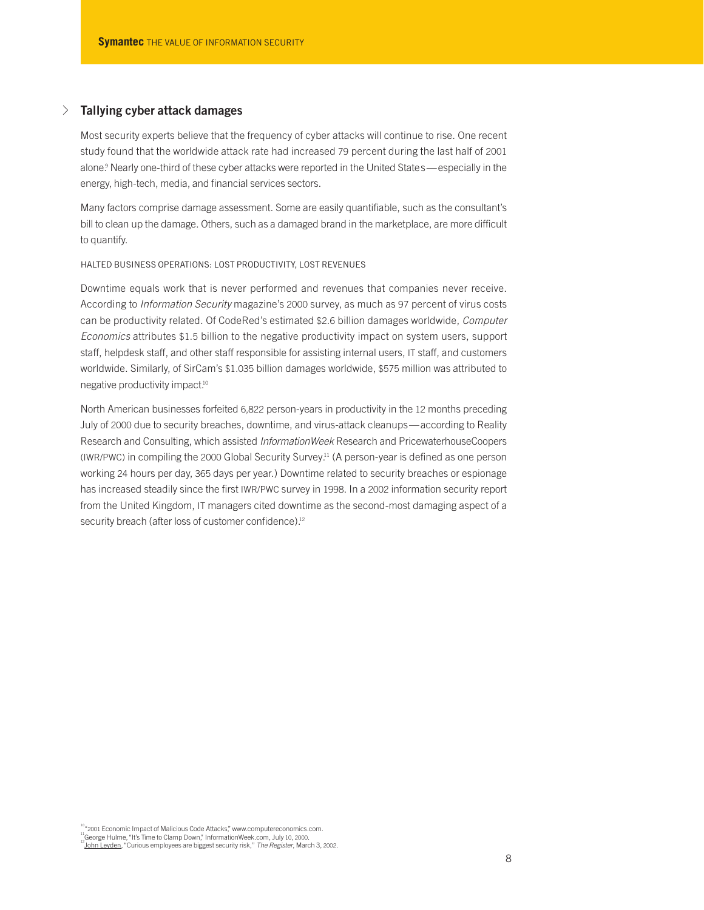## Tallying cyber attack damages

Most security experts believe that the frequency of cyber attacks will continue to rise. One recent study found that the worldwide attack rate had increased 79 percent during the last half of 2001 alone.[9] Nearly one-third of these cyber attacks were reported in the United States—especially in the energy, high-tech, media, and financial services sectors.

Many factors comprise damage assessment. Some are easily quantifiable, such as the consultant's bill to clean up the damage. Others, such as a damaged brand in the marketplace, are more difficult to quantify.

### HALTED BUSINESS OPERATIONS: LOST PRODUCTIVITY, LOST REVENUES

Downtime equals work that is never performed and revenues that companies never receive. According to *Information Security* magazine's 2000 survey, as much as 97 percent of virus costs can be productivity related. Of CodeRed's estimated $2.6 billion damages worldwide, *Computer Economics* attributes $1.5 billion to the negative productivity impact on system users, support staff, helpdesk staff, and other staff responsible for assisting internal users, IT staff, and customers worldwide. Similarly, of SirCam's $1.035 billion damages worldwide, $575 million was attributed to negative productivity impact.[10]

North American businesses forfeited 6,822 person-years in productivity in the 12 months preceding July of 2000 due to security breaches, downtime, and virus-attack cleanups—according to Reality Research and Consulting, which assisted *InformationWeek* Research and PricewaterhouseCoopers (IWR/PWC) in compiling the 2000 Global Security Survey.[11] (A person-year is defined as one person working 24 hours per day, 365 days per year.) Downtime related to security breaches or espionage has increased steadily since the first IWR/PWC survey in 1998. In a 2002 information security report from the United Kingdom, IT managers cited downtime as the second-most damaging aspect of a security breach (after loss of customer confidence).[12]

[10] "2001 Economic Impact of Malicious Code Attacks," www.computereconomics.com.
[11] George Hulme, "It's Time to Clamp Down," InformationWeek.com, July 10, 2000.
[12] John Leyden, "Curious employees are biggest security risk," *The Register*, March 3, 2002.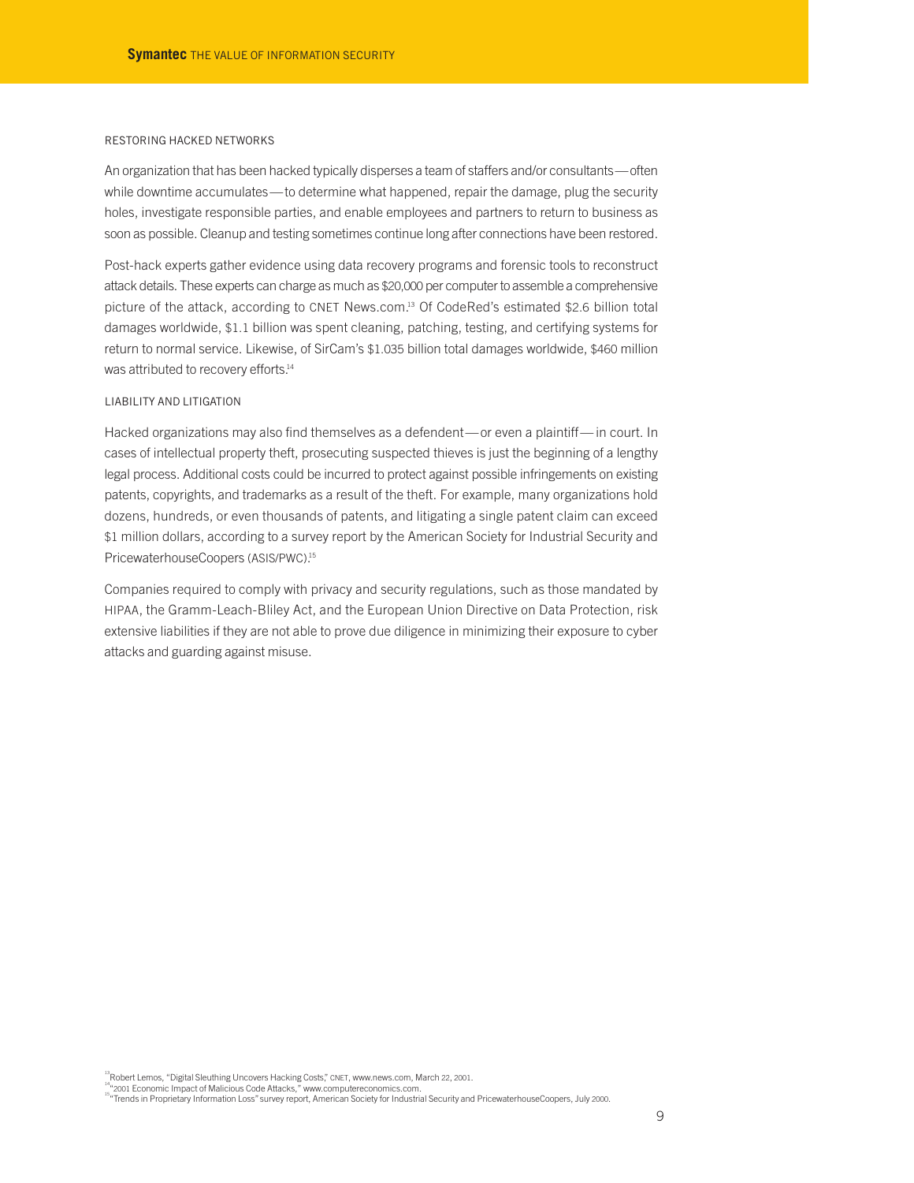### RESTORING HACKED NETWORKS

An organization that has been hacked typically disperses a team of staffers and/or consultants—often while downtime accumulates—to determine what happened, repair the damage, plug the security holes, investigate responsible parties, and enable employees and partners to return to business as soon as possible. Cleanup and testing sometimes continue long after connections have been restored.

Post-hack experts gather evidence using data recovery programs and forensic tools to reconstruct attack details. These experts can charge as much as $20,000 per computer to assemble a comprehensive picture of the attack, according to CNET News.com.[13] Of CodeRed's estimated $2.6 billion total damages worldwide, $1.1 billion was spent cleaning, patching, testing, and certifying systems for return to normal service. Likewise, of SirCam's $1.035 billion total damages worldwide, $460 million was attributed to recovery efforts.[14]

### LIABILITY AND LITIGATION

Hacked organizations may also find themselves as a defendent—or even a plaintiff—in court. In cases of intellectual property theft, prosecuting suspected thieves is just the beginning of a lengthy legal process. Additional costs could be incurred to protect against possible infringements on existing patents, copyrights, and trademarks as a result of the theft. For example, many organizations hold dozens, hundreds, or even thousands of patents, and litigating a single patent claim can exceed $1 million dollars, according to a survey report by the American Society for Industrial Security and PricewaterhouseCoopers (ASIS/PWC).[15]

Companies required to comply with privacy and security regulations, such as those mandated by HIPAA, the Gramm-Leach-Bliley Act, and the European Union Directive on Data Protection, risk extensive liabilities if they are not able to prove due diligence in minimizing their exposure to cyber attacks and guarding against misuse.

[13] Robert Lemos, "Digital Sleuthing Uncovers Hacking Costs," CNET, www.news.com, March 22, 2001.
[14] "2001 Economic Impact of Malicious Code Attacks," www.computereconomics.com.
[15] "Trends in Proprietary Information Loss" survey report, American Society for Industrial Security and PricewaterhouseCoopers, July 2000.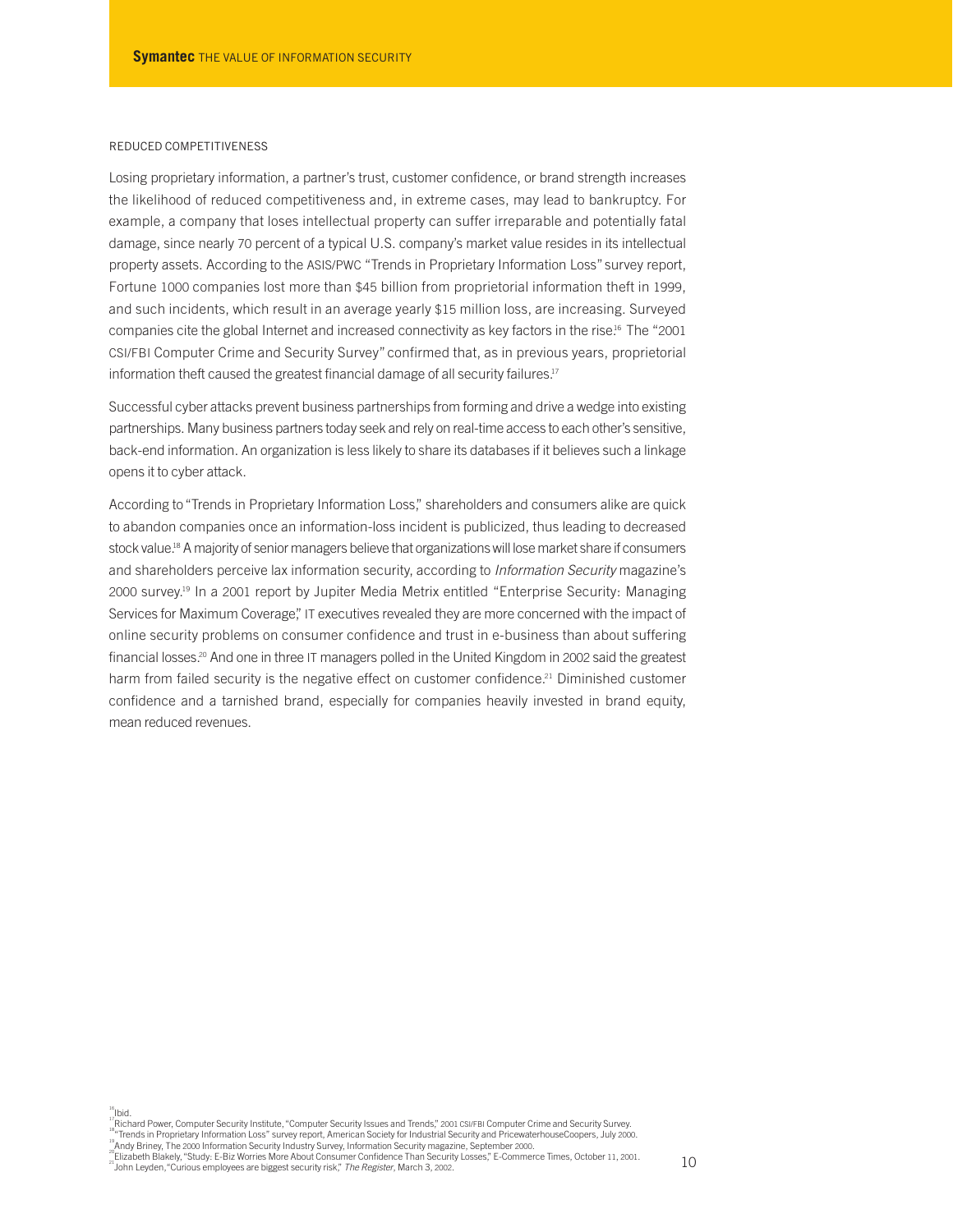## REDUCED COMPETITIVENESS

Losing proprietary information, a partner's trust, customer confidence, or brand strength increases the likelihood of reduced competitiveness and, in extreme cases, may lead to bankruptcy. For example, a company that loses intellectual property can suffer irreparable and potentially fatal damage, since nearly 70 percent of a typical U.S. company's market value resides in its intellectual property assets. According to the ASIS/PWC "Trends in Proprietary Information Loss" survey report, Fortune 1000 companies lost more than $45 billion from proprietorial information theft in 1999, and such incidents, which result in an average yearly $15 million loss, are increasing. Surveyed companies cite the global Internet and increased connectivity as key factors in the rise.[16] The "2001 CSI/FBI Computer Crime and Security Survey" confirmed that, as in previous years, proprietorial information theft caused the greatest financial damage of all security failures.[17]

Successful cyber attacks prevent business partnerships from forming and drive a wedge into existing partnerships. Many business partners today seek and rely on real-time access to each other's sensitive, back-end information. An organization is less likely to share its databases if it believes such a linkage opens it to cyber attack.

According to "Trends in Proprietary Information Loss," shareholders and consumers alike are quick to abandon companies once an information-loss incident is publicized, thus leading to decreased stock value.[18] A majority of senior managers believe that organizations will lose market share if consumers and shareholders perceive lax information security, according to *Information Security* magazine's 2000 survey.[19] In a 2001 report by Jupiter Media Metrix entitled "Enterprise Security: Managing Services for Maximum Coverage," IT executives revealed they are more concerned with the impact of online security problems on consumer confidence and trust in e-business than about suffering financial losses.[20] And one in three IT managers polled in the United Kingdom in 2002 said the greatest harm from failed security is the negative effect on customer confidence.[21] Diminished customer confidence and a tarnished brand, especially for companies heavily invested in brand equity, mean reduced revenues.

---

[16] Ibid.
[17] Richard Power, Computer Security Institute, "Computer Security Issues and Trends," 2001 CSI/FBI Computer Crime and Security Survey.
[18] "Trends in Proprietary Information Loss" survey report, American Society for Industrial Security and PricewaterhouseCoopers, July 2000.
[19] Andy Briney, The 2000 Information Security Industry Survey, Information Security magazine, September 2000.
[20] Elizabeth Blakely, "Study: E-Biz Worries More About Consumer Confidence Than Security Losses," E-Commerce Times, October 11, 2001.
[21] John Leyden, "Curious employees are biggest security risk," *The Register*, March 3, 2002.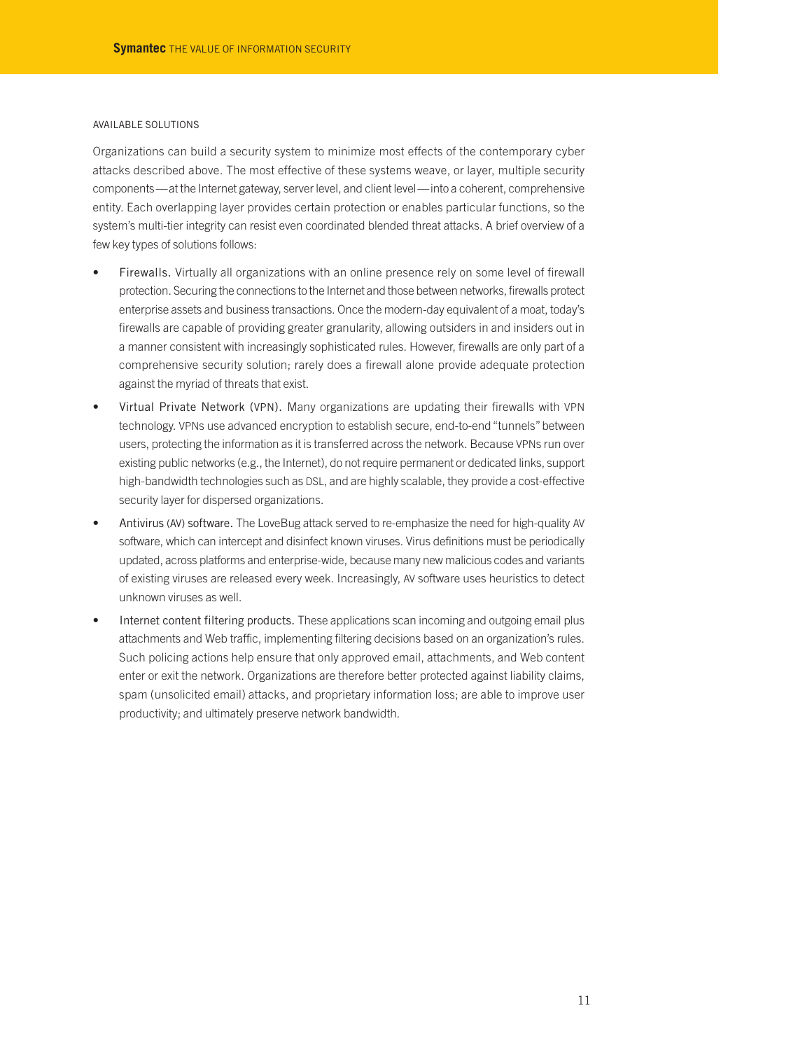## AVAILABLE SOLUTIONS

Organizations can build a security system to minimize most effects of the contemporary cyber attacks described above. The most effective of these systems weave, or layer, multiple security components—at the Internet gateway, server level, and client level—into a coherent, comprehensive entity. Each overlapping layer provides certain protection or enables particular functions, so the system's multi-tier integrity can resist even coordinated blended threat attacks. A brief overview of a few key types of solutions follows:

- Firewalls. Virtually all organizations with an online presence rely on some level of firewall protection. Securing the connections to the Internet and those between networks, firewalls protect enterprise assets and business transactions. Once the modern-day equivalent of a moat, today's firewalls are capable of providing greater granularity, allowing outsiders in and insiders out in a manner consistent with increasingly sophisticated rules. However, firewalls are only part of a comprehensive security solution; rarely does a firewall alone provide adequate protection against the myriad of threats that exist.
- Virtual Private Network (VPN). Many organizations are updating their firewalls with VPN technology. VPNs use advanced encryption to establish secure, end-to-end "tunnels" between users, protecting the information as it is transferred across the network. Because VPNs run over existing public networks (e.g., the Internet), do not require permanent or dedicated links, support high-bandwidth technologies such as DSL, and are highly scalable, they provide a cost-effective security layer for dispersed organizations.
- Antivirus (AV) software. The LoveBug attack served to re-emphasize the need for high-quality AV software, which can intercept and disinfect known viruses. Virus definitions must be periodically updated, across platforms and enterprise-wide, because many new malicious codes and variants of existing viruses are released every week. Increasingly, AV software uses heuristics to detect unknown viruses as well.
- Internet content filtering products. These applications scan incoming and outgoing email plus attachments and Web traffic, implementing filtering decisions based on an organization's rules. Such policing actions help ensure that only approved email, attachments, and Web content enter or exit the network. Organizations are therefore better protected against liability claims, spam (unsolicited email) attacks, and proprietary information loss; are able to improve user productivity; and ultimately preserve network bandwidth.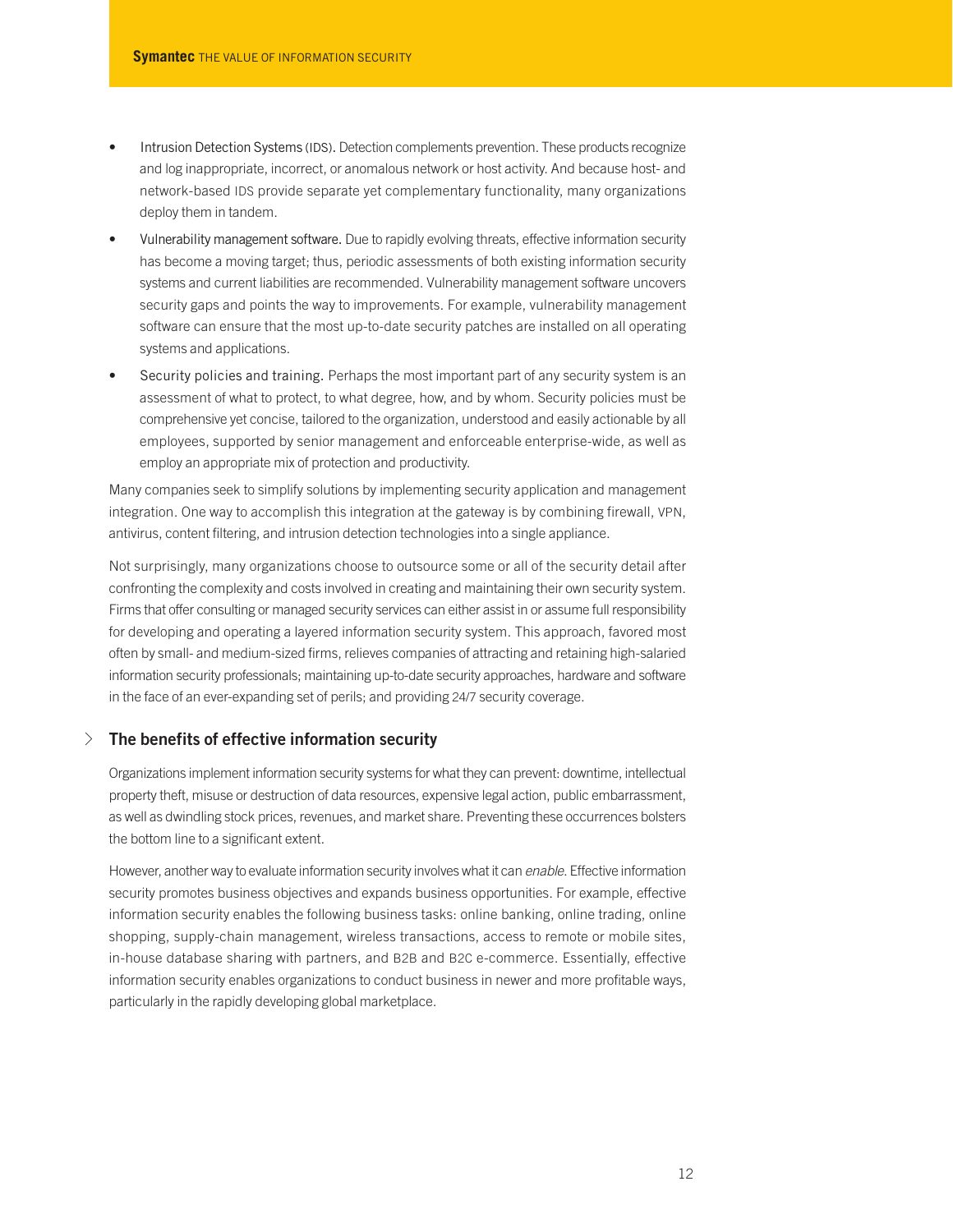- Intrusion Detection Systems (IDS). Detection complements prevention. These products recognize and log inappropriate, incorrect, or anomalous network or host activity. And because host- and network-based IDS provide separate yet complementary functionality, many organizations deploy them in tandem.
- Vulnerability management software. Due to rapidly evolving threats, effective information security has become a moving target; thus, periodic assessments of both existing information security systems and current liabilities are recommended. Vulnerability management software uncovers security gaps and points the way to improvements. For example, vulnerability management software can ensure that the most up-to-date security patches are installed on all operating systems and applications.
- Security policies and training. Perhaps the most important part of any security system is an assessment of what to protect, to what degree, how, and by whom. Security policies must be comprehensive yet concise, tailored to the organization, understood and easily actionable by all employees, supported by senior management and enforceable enterprise-wide, as well as employ an appropriate mix of protection and productivity.

Many companies seek to simplify solutions by implementing security application and management integration. One way to accomplish this integration at the gateway is by combining firewall, VPN, antivirus, content filtering, and intrusion detection technologies into a single appliance.

Not surprisingly, many organizations choose to outsource some or all of the security detail after confronting the complexity and costs involved in creating and maintaining their own security system. Firms that offer consulting or managed security services can either assist in or assume full responsibility for developing and operating a layered information security system. This approach, favored most often by small- and medium-sized firms, relieves companies of attracting and retaining high-salaried information security professionals; maintaining up-to-date security approaches, hardware and software in the face of an ever-expanding set of perils; and providing 24/7 security coverage.

## The benefits of effective information security

Organizations implement information security systems for what they can prevent: downtime, intellectual property theft, misuse or destruction of data resources, expensive legal action, public embarrassment, as well as dwindling stock prices, revenues, and market share. Preventing these occurrences bolsters the bottom line to a significant extent.

However, another way to evaluate information security involves what it can *enable*. Effective information security promotes business objectives and expands business opportunities. For example, effective information security enables the following business tasks: online banking, online trading, online shopping, supply-chain management, wireless transactions, access to remote or mobile sites, in-house database sharing with partners, and B2B and B2C e-commerce. Essentially, effective information security enables organizations to conduct business in newer and more profitable ways, particularly in the rapidly developing global marketplace.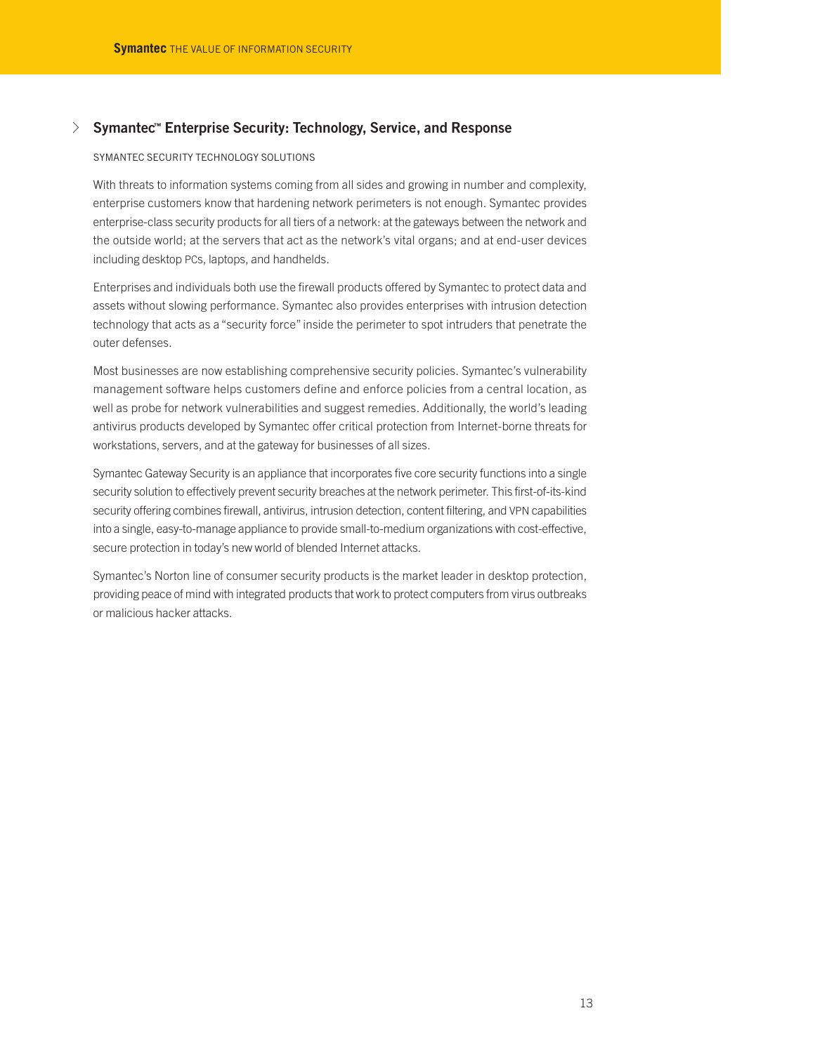## Symantec™ Enterprise Security: Technology, Service, and Response

### SYMANTEC SECURITY TECHNOLOGY SOLUTIONS

With threats to information systems coming from all sides and growing in number and complexity, enterprise customers know that hardening network perimeters is not enough. Symantec provides enterprise-class security products for all tiers of a network: at the gateways between the network and the outside world; at the servers that act as the network's vital organs; and at end-user devices including desktop PCs, laptops, and handhelds.

Enterprises and individuals both use the firewall products offered by Symantec to protect data and assets without slowing performance. Symantec also provides enterprises with intrusion detection technology that acts as a "security force" inside the perimeter to spot intruders that penetrate the outer defenses.

Most businesses are now establishing comprehensive security policies. Symantec's vulnerability management software helps customers define and enforce policies from a central location, as well as probe for network vulnerabilities and suggest remedies. Additionally, the world's leading antivirus products developed by Symantec offer critical protection from Internet-borne threats for workstations, servers, and at the gateway for businesses of all sizes.

Symantec Gateway Security is an appliance that incorporates five core security functions into a single security solution to effectively prevent security breaches at the network perimeter. This first-of-its-kind security offering combines firewall, antivirus, intrusion detection, content filtering, and VPN capabilities into a single, easy-to-manage appliance to provide small-to-medium organizations with cost-effective, secure protection in today's new world of blended Internet attacks.

Symantec's Norton line of consumer security products is the market leader in desktop protection, providing peace of mind with integrated products that work to protect computers from virus outbreaks or malicious hacker attacks.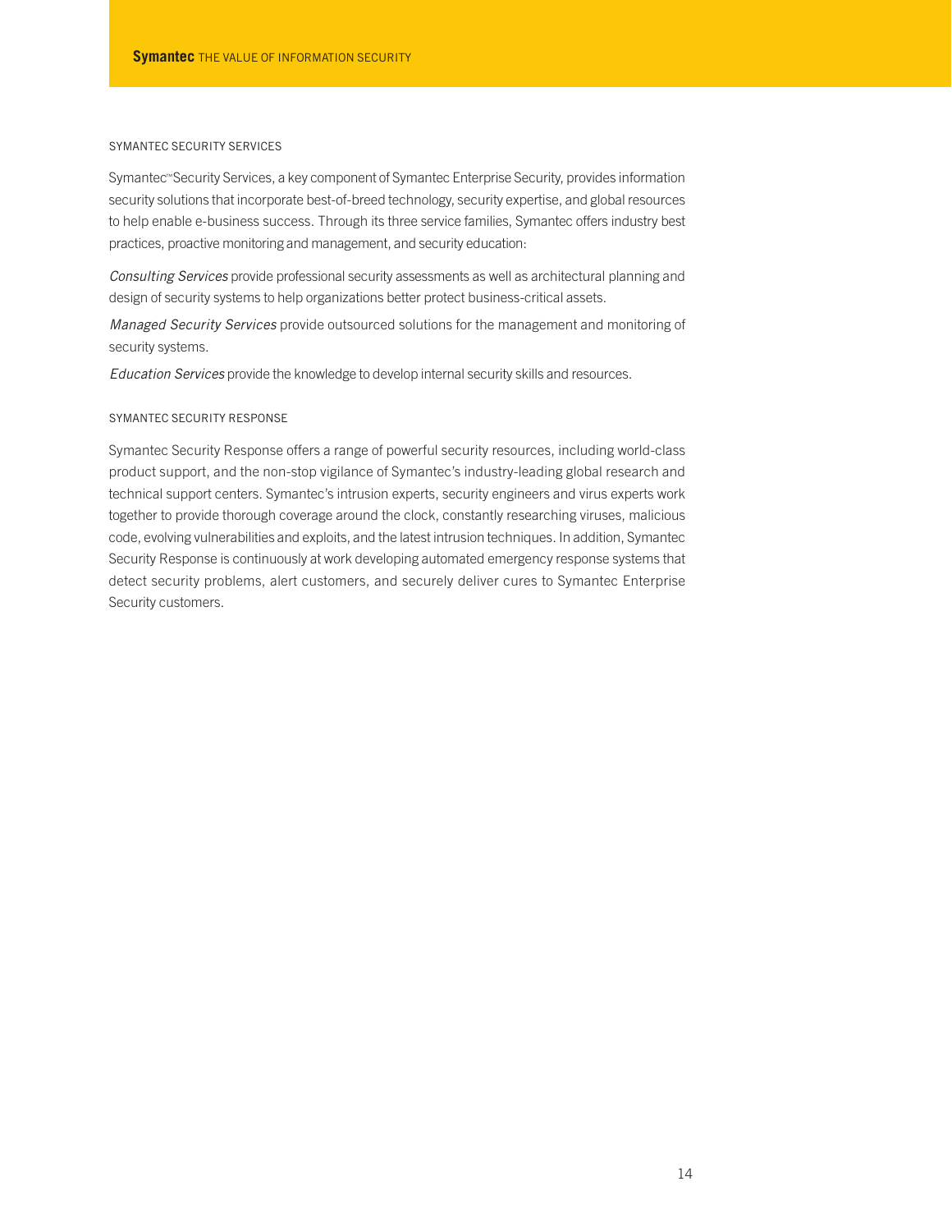## SYMANTEC SECURITY SERVICES

Symantec℠ Security Services, a key component of Symantec Enterprise Security, provides information security solutions that incorporate best-of-breed technology, security expertise, and global resources to help enable e-business success. Through its three service families, Symantec offers industry best practices, proactive monitoring and management, and security education:

*Consulting Services* provide professional security assessments as well as architectural planning and design of security systems to help organizations better protect business-critical assets.

*Managed Security Services* provide outsourced solutions for the management and monitoring of security systems.

*Education Services* provide the knowledge to develop internal security skills and resources.

## SYMANTEC SECURITY RESPONSE

Symantec Security Response offers a range of powerful security resources, including world-class product support, and the non-stop vigilance of Symantec's industry-leading global research and technical support centers. Symantec's intrusion experts, security engineers and virus experts work together to provide thorough coverage around the clock, constantly researching viruses, malicious code, evolving vulnerabilities and exploits, and the latest intrusion techniques. In addition, Symantec Security Response is continuously at work developing automated emergency response systems that detect security problems, alert customers, and securely deliver cures to Symantec Enterprise Security customers.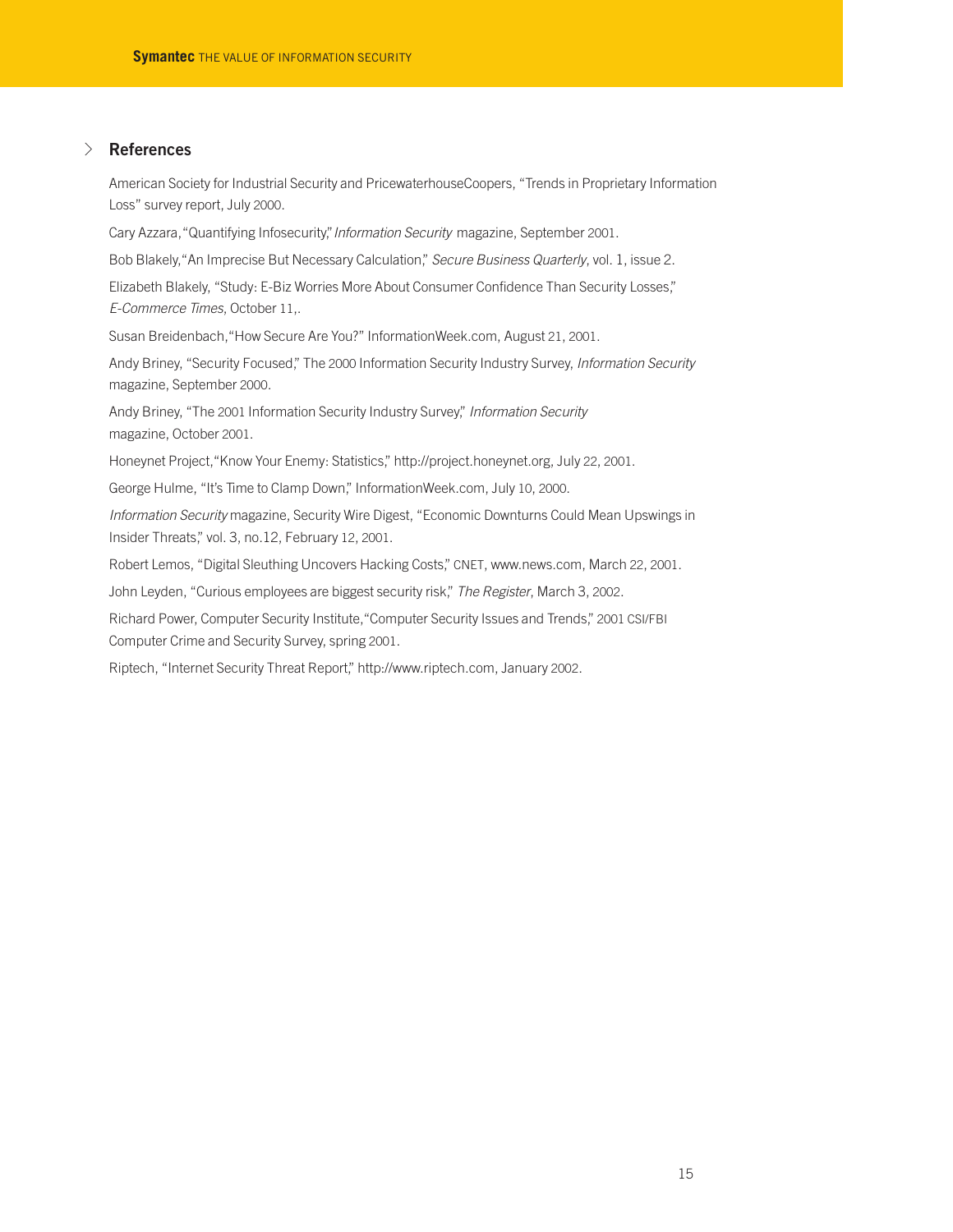## References

American Society for Industrial Security and PricewaterhouseCoopers, "Trends in Proprietary Information Loss" survey report, July 2000.

Cary Azzara, "Quantifying Infosecurity," *Information Security* magazine, September 2001.

Bob Blakely, "An Imprecise But Necessary Calculation," *Secure Business Quarterly*, vol. 1, issue 2.

Elizabeth Blakely, "Study: E-Biz Worries More About Consumer Confidence Than Security Losses," *E-Commerce Times*, October 11,.

Susan Breidenbach, "How Secure Are You?" InformationWeek.com, August 21, 2001.

Andy Briney, "Security Focused," The 2000 Information Security Industry Survey, *Information Security* magazine, September 2000.

Andy Briney, "The 2001 Information Security Industry Survey," *Information Security* magazine, October 2001.

Honeynet Project, "Know Your Enemy: Statistics," http://project.honeynet.org, July 22, 2001.

George Hulme, "It's Time to Clamp Down," InformationWeek.com, July 10, 2000.

*Information Security* magazine, Security Wire Digest, "Economic Downturns Could Mean Upswings in Insider Threats," vol. 3, no.12, February 12, 2001.

Robert Lemos, "Digital Sleuthing Uncovers Hacking Costs," CNET, www.news.com, March 22, 2001.

John Leyden, "Curious employees are biggest security risk," *The Register*, March 3, 2002.

Richard Power, Computer Security Institute, "Computer Security Issues and Trends," 2001 CSI/FBI Computer Crime and Security Survey, spring 2001.

Riptech, "Internet Security Threat Report," http://www.riptech.com, January 2002.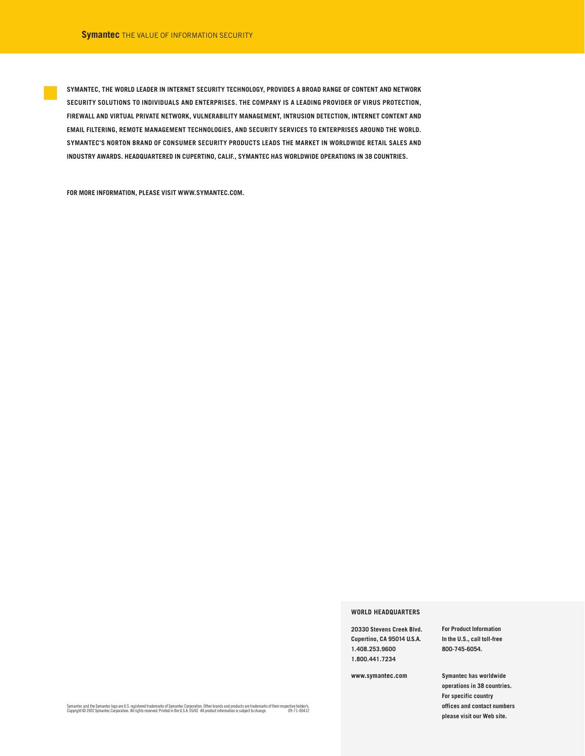SYMANTEC, THE WORLD LEADER IN INTERNET SECURITY TECHNOLOGY, PROVIDES A BROAD RANGE OF CONTENT AND NETWORK SECURITY SOLUTIONS TO INDIVIDUALS AND ENTERPRISES. THE COMPANY IS A LEADING PROVIDER OF VIRUS PROTECTION, FIREWALL AND VIRTUAL PRIVATE NETWORK, VULNERABILITY MANAGEMENT, INTRUSION DETECTION, INTERNET CONTENT AND EMAIL FILTERING, REMOTE MANAGEMENT TECHNOLOGIES, AND SECURITY SERVICES TO ENTERPRISES AROUND THE WORLD. SYMANTEC'S NORTON BRAND OF CONSUMER SECURITY PRODUCTS LEADS THE MARKET IN WORLDWIDE RETAIL SALES AND INDUSTRY AWARDS. HEADQUARTERED IN CUPERTINO, CALIF., SYMANTEC HAS WORLDWIDE OPERATIONS IN 38 COUNTRIES.

FOR MORE INFORMATION, PLEASE VISIT WWW.SYMANTEC.COM.

**WORLD HEADQUARTERS**

**20330 Stevens Creek Blvd.**
**Cupertino, CA 95014 U.S.A.**
**1.408.253.9600**
**1.800.441.7234**

**www.symantec.com**

**For Product Information**
**In the U.S., call toll-free**
**800-745-6054.**

**Symantec has worldwide operations in 38 countries. For specific country offices and contact numbers please visit our Web site.**

Symantec and the Symantec logo are U.S. registered trademarks of Symantec Corporation. Other brands and products are trademarks of their respective holder/s. Copyright © 2002 Symantec Corporation. All rights reserved. Printed in the U.S.A. 05/02 All product information is subject to change. 09-71-00412